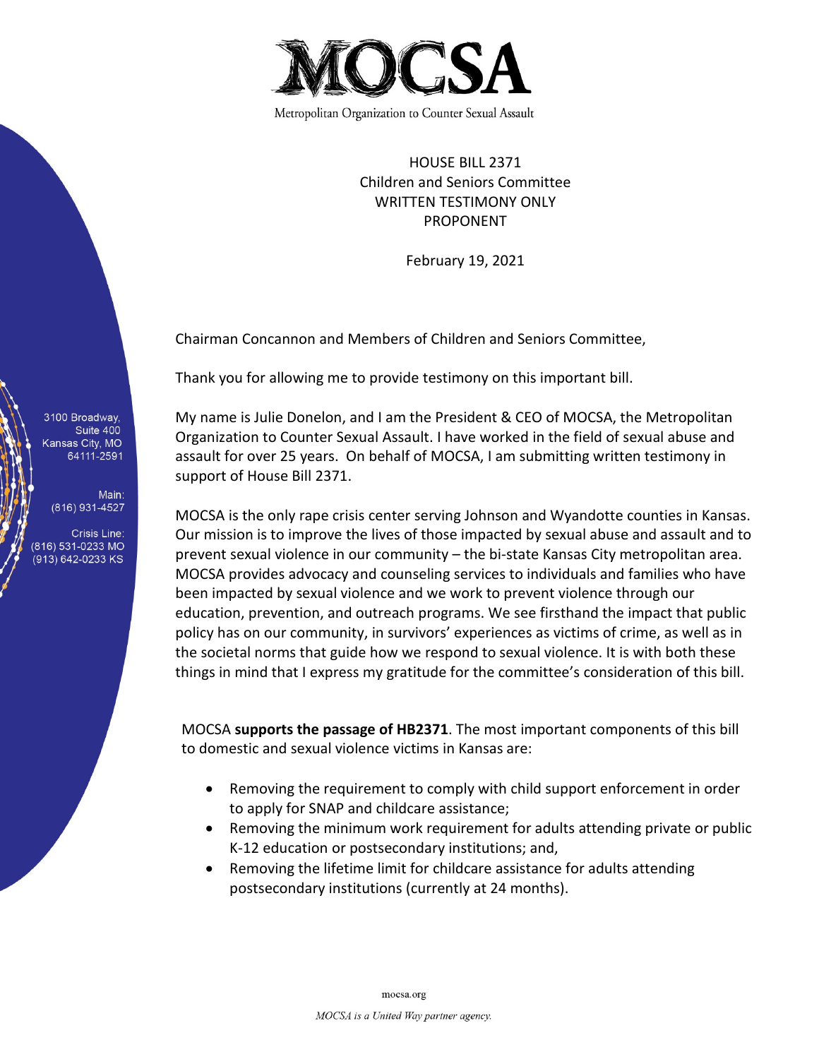# MOCSA

Metropolitan Organization to Counter Sexual Assault

HOUSE BILL 2371
Children and Seniors Committee
WRITTEN TESTIMONY ONLY
PROPONENT

February 19, 2021

3100 Broadway, Suite 400
Kansas City, MO 64111-2591

Main: (816) 931-4527

Crisis Line: (816) 531-0233 MO
(913) 642-0233 KS

Chairman Concannon and Members of Children and Seniors Committee,

Thank you for allowing me to provide testimony on this important bill.

My name is Julie Donelon, and I am the President & CEO of MOCSA, the Metropolitan Organization to Counter Sexual Assault. I have worked in the field of sexual abuse and assault for over 25 years. On behalf of MOCSA, I am submitting written testimony in support of House Bill 2371.

MOCSA is the only rape crisis center serving Johnson and Wyandotte counties in Kansas. Our mission is to improve the lives of those impacted by sexual abuse and assault and to prevent sexual violence in our community – the bi-state Kansas City metropolitan area. MOCSA provides advocacy and counseling services to individuals and families who have been impacted by sexual violence and we work to prevent violence through our education, prevention, and outreach programs. We see firsthand the impact that public policy has on our community, in survivors' experiences as victims of crime, as well as in the societal norms that guide how we respond to sexual violence. It is with both these things in mind that I express my gratitude for the committee's consideration of this bill.

MOCSA **supports the passage of HB2371**. The most important components of this bill to domestic and sexual violence victims in Kansas are:

- Removing the requirement to comply with child support enforcement in order to apply for SNAP and childcare assistance;
- Removing the minimum work requirement for adults attending private or public K-12 education or postsecondary institutions; and,
- Removing the lifetime limit for childcare assistance for adults attending postsecondary institutions (currently at 24 months).

mocsa.org

*MOCSA is a United Way partner agency.*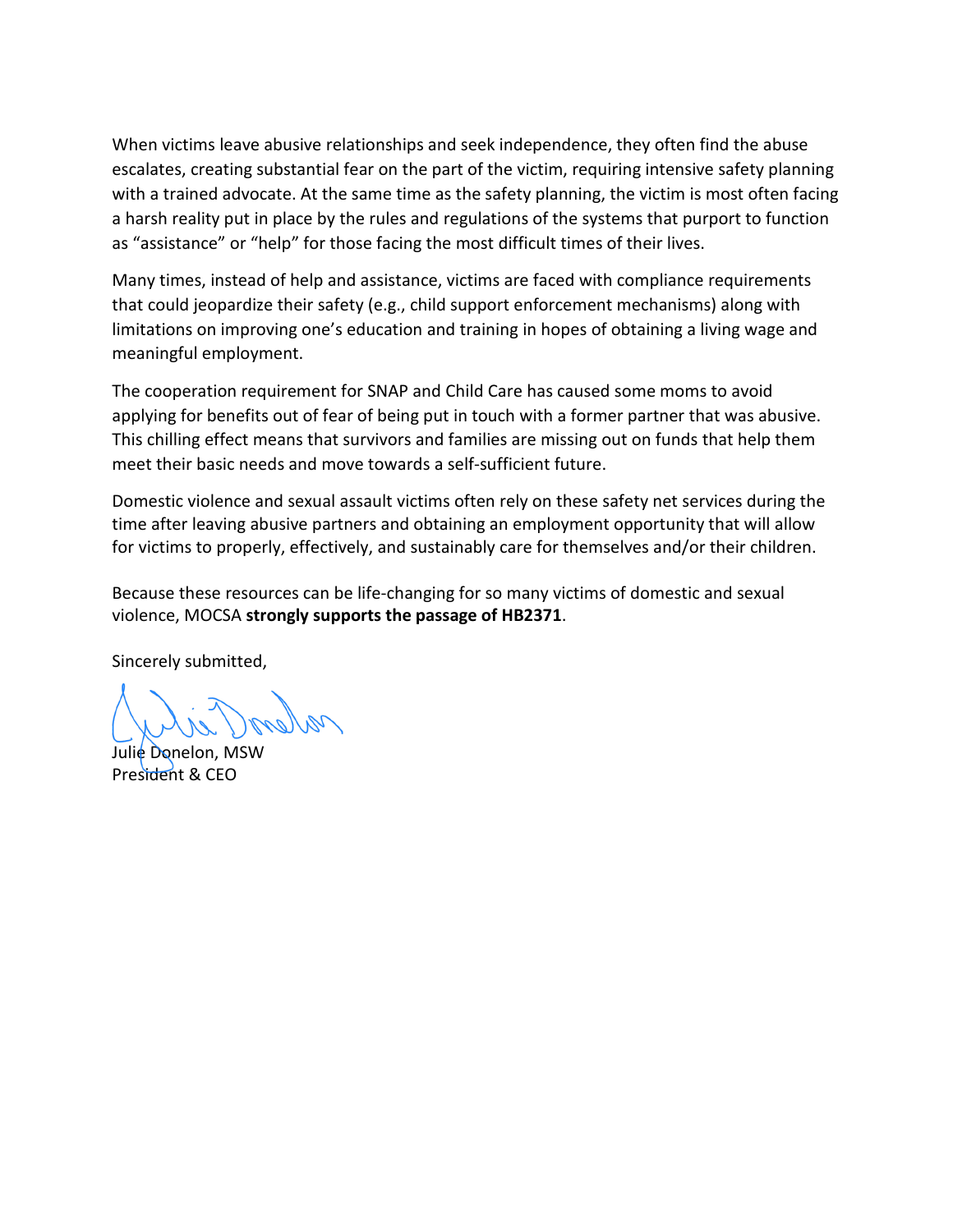When victims leave abusive relationships and seek independence, they often find the abuse escalates, creating substantial fear on the part of the victim, requiring intensive safety planning with a trained advocate. At the same time as the safety planning, the victim is most often facing a harsh reality put in place by the rules and regulations of the systems that purport to function as "assistance" or "help" for those facing the most difficult times of their lives.

Many times, instead of help and assistance, victims are faced with compliance requirements that could jeopardize their safety (e.g., child support enforcement mechanisms) along with limitations on improving one's education and training in hopes of obtaining a living wage and meaningful employment.

The cooperation requirement for SNAP and Child Care has caused some moms to avoid applying for benefits out of fear of being put in touch with a former partner that was abusive. This chilling effect means that survivors and families are missing out on funds that help them meet their basic needs and move towards a self-sufficient future.

Domestic violence and sexual assault victims often rely on these safety net services during the time after leaving abusive partners and obtaining an employment opportunity that will allow for victims to properly, effectively, and sustainably care for themselves and/or their children.

Because these resources can be life-changing for so many victims of domestic and sexual violence, MOCSA **strongly supports the passage of HB2371**.

Sincerely submitted,

Julie Donelon, MSW
President & CEO